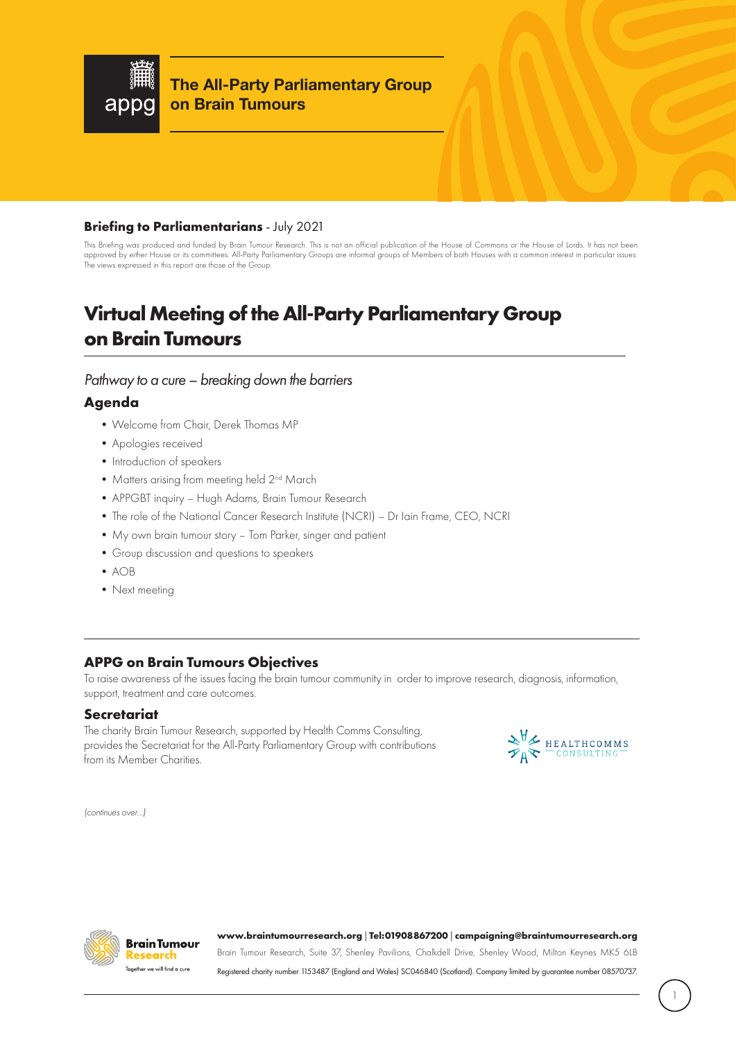**The All-Party Parliamentary Group on Brain Tumours**

**Briefing to Parliamentarians** - July 2021

This Briefing was produced and funded by Brain Tumour Research. This is not an official publication of the House of Commons or the House of Lords. It has not been approved by either House or its committees. All-Party Parliamentary Groups are informal groups of Members of both Houses with a common interest in particular issues. The views expressed in this report are those of the Group.

# Virtual Meeting of the All-Party Parliamentary Group on Brain Tumours

*Pathway to a cure – breaking down the barriers*

## Agenda

- Welcome from Chair, Derek Thomas MP
- Apologies received
- Introduction of speakers
- Matters arising from meeting held 2nd March
- APPGBT inquiry – Hugh Adams, Brain Tumour Research
- The role of the National Cancer Research Institute (NCRI) – Dr Iain Frame, CEO, NCRI
- My own brain tumour story – Tom Parker, singer and patient
- Group discussion and questions to speakers
- AOB
- Next meeting

## APPG on Brain Tumours Objectives

To raise awareness of the issues facing the brain tumour community in order to improve research, diagnosis, information, support, treatment and care outcomes.

## Secretariat

The charity Brain Tumour Research, supported by Health Comms Consulting, provides the Secretariat for the All-Party Parliamentary Group with contributions from its Member Charities.

*(continues over...)*

**www.braintumourresearch.org | Tel:01908867200 | campaigning@braintumourresearch.org**

Brain Tumour Research, Suite 37, Shenley Pavilions, Chalkdell Drive, Shenley Wood, Milton Keynes MK5 6LB

Registered charity number 1153487 (England and Wales) SC046840 (Scotland). Company limited by guarantee number 08570737.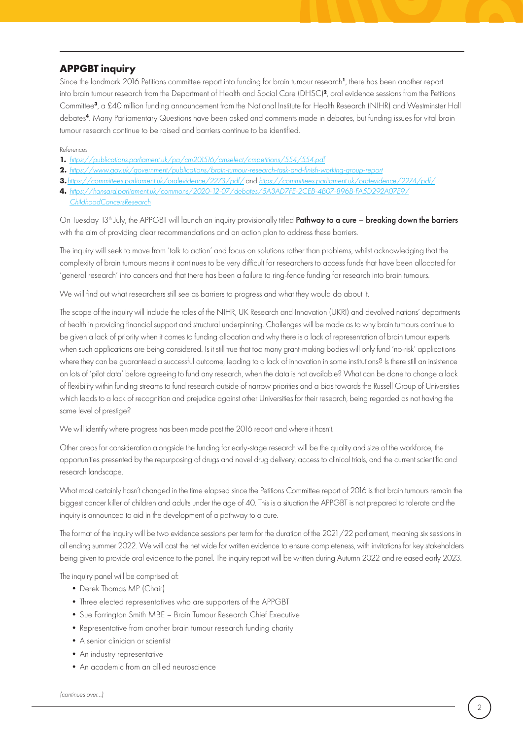## APPGBT inquiry

Since the landmark 2016 Petitions committee report into funding for brain tumour research[1], there has been another report into brain tumour research from the Department of Health and Social Care (DHSC)[2], oral evidence sessions from the Petitions Committee[3], a £40 million funding announcement from the National Institute for Health Research (NIHR) and Westminster Hall debates[4]. Many Parliamentary Questions have been asked and comments made in debates, but funding issues for vital brain tumour research continue to be raised and barriers continue to be identified.

References

1. https://publications.parliament.uk/pa/cm201516/cmselect/cmpetitions/554/554.pdf
2. https://www.gov.uk/government/publications/brain-tumour-research-task-and-finish-working-group-report
3. https://committees.parliament.uk/oralevidence/2273/pdf/ and https://committees.parliament.uk/oralevidence/2274/pdf/
4. https://hansard.parliament.uk/commons/2020-12-07/debates/5A3AD7FE-2CEB-4B07-896B-FA5D292A07E9/ChildhoodCancersResearch

On Tuesday 13th July, the APPGBT will launch an inquiry provisionally titled **Pathway to a cure – breaking down the barriers** with the aim of providing clear recommendations and an action plan to address these barriers.

The inquiry will seek to move from 'talk to action' and focus on solutions rather than problems, whilst acknowledging that the complexity of brain tumours means it continues to be very difficult for researchers to access funds that have been allocated for 'general research' into cancers and that there has been a failure to ring-fence funding for research into brain tumours.

We will find out what researchers still see as barriers to progress and what they would do about it.

The scope of the inquiry will include the roles of the NIHR, UK Research and Innovation (UKRI) and devolved nations' departments of health in providing financial support and structural underpinning. Challenges will be made as to why brain tumours continue to be given a lack of priority when it comes to funding allocation and why there is a lack of representation of brain tumour experts when such applications are being considered. Is it still true that too many grant-making bodies will only fund 'no-risk' applications where they can be guaranteed a successful outcome, leading to a lack of innovation in some institutions? Is there still an insistence on lots of 'pilot data' before agreeing to fund any research, when the data is not available? What can be done to change a lack of flexibility within funding streams to fund research outside of narrow priorities and a bias towards the Russell Group of Universities which leads to a lack of recognition and prejudice against other Universities for their research, being regarded as not having the same level of prestige?

We will identify where progress has been made post the 2016 report and where it hasn't.

Other areas for consideration alongside the funding for early-stage research will be the quality and size of the workforce, the opportunities presented by the repurposing of drugs and novel drug delivery, access to clinical trials, and the current scientific and research landscape.

What most certainly hasn't changed in the time elapsed since the Petitions Committee report of 2016 is that brain tumours remain the biggest cancer killer of children and adults under the age of 40. This is a situation the APPGBT is not prepared to tolerate and the inquiry is announced to aid in the development of a pathway to a cure.

The format of the inquiry will be two evidence sessions per term for the duration of the 2021/22 parliament, meaning six sessions in all ending summer 2022. We will cast the net wide for written evidence to ensure completeness, with invitations for key stakeholders being given to provide oral evidence to the panel. The inquiry report will be written during Autumn 2022 and released early 2023.

The inquiry panel will be comprised of:

- Derek Thomas MP (Chair)
- Three elected representatives who are supporters of the APPGBT
- Sue Farrington Smith MBE – Brain Tumour Research Chief Executive
- Representative from another brain tumour research funding charity
- A senior clinician or scientist
- An industry representative
- An academic from an allied neuroscience

*(continues over...)*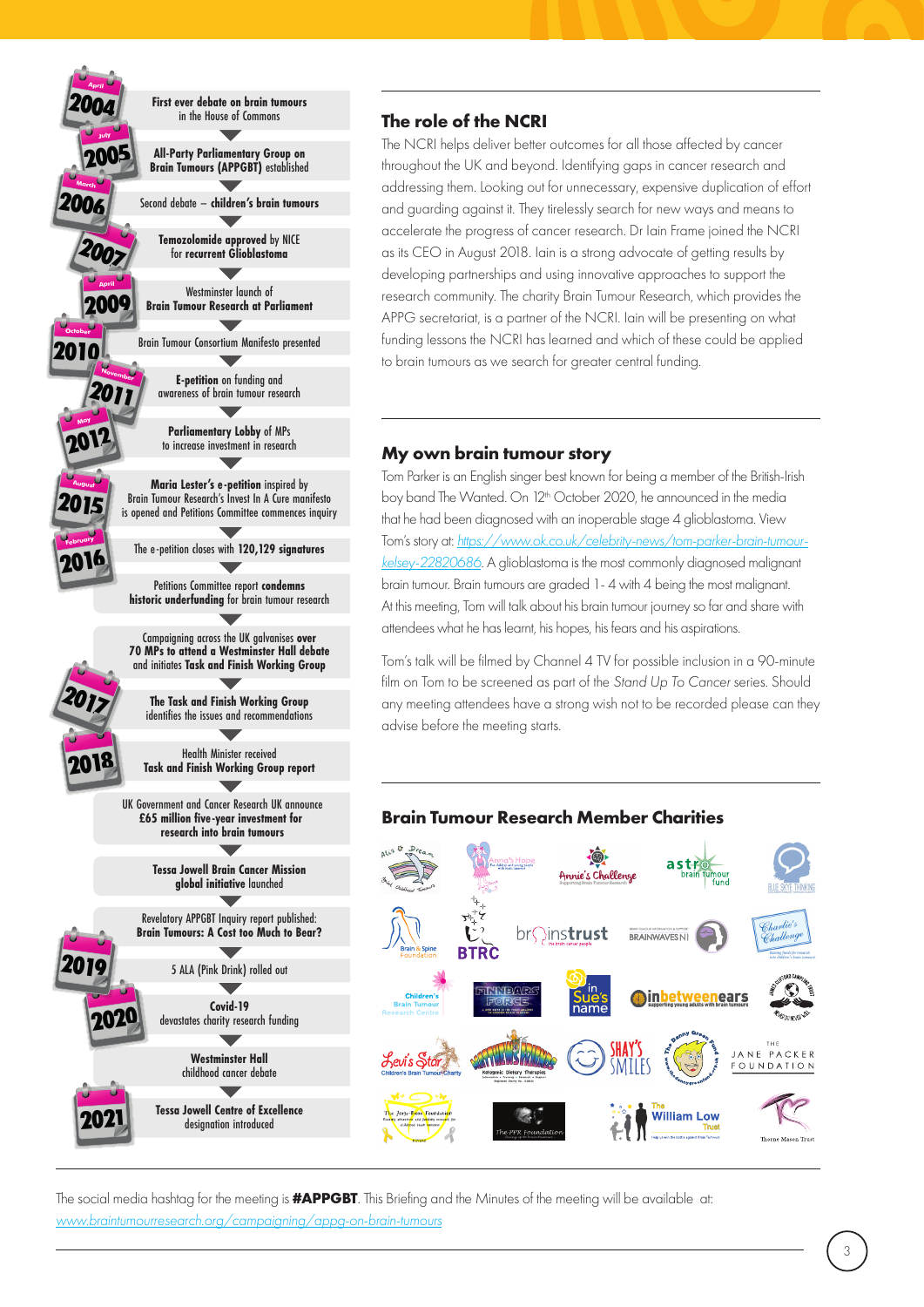**April 2004** — **First ever debate on brain tumours** in the House of Commons

**July 2005** — **All-Party Parliamentary Group on Brain Tumours (APPGBT)** established

**March 2006** — Second debate – **children's brain tumours**

**2007** — **Temozolomide approved** by NICE for **recurrent Glioblastoma**

**April 2009** — Westminster launch of **Brain Tumour Research at Parliament**

**October 2010** — Brain Tumour Consortium Manifesto presented

**November 2011** — **E-petition** on funding and awareness of brain tumour research

**May 2012** — **Parliamentary Lobby** of MPs to increase investment in research

**August 2015** — **Maria Lester's e-petition** inspired by Brain Tumour Research's Invest In A Cure manifesto is opened and Petitions Committee commences inquiry

**February 2016** — The e-petition closes with **120,129 signatures**

Petitions Committee report **condemns historic underfunding** for brain tumour research

Campaigning across the UK galvanises **over 70 MPs to attend a Westminster Hall debate** and initiates **Task and Finish Working Group**

**2017** — **The Task and Finish Working Group** identifies the issues and recommendations

**2018** — Health Minister received **Task and Finish Working Group report**

UK Government and Cancer Research UK announce **£65 million five-year investment for research into brain tumours**

**Tessa Jowell Brain Cancer Mission global initiative** launched

Revelatory APPGBT Inquiry report published: **Brain Tumours: A Cost too Much to Bear?**

**2019** — 5 ALA (Pink Drink) rolled out

**2020** — **Covid-19** devastates charity research funding

**Westminster Hall** childhood cancer debate

**2021** — **Tessa Jowell Centre of Excellence** designation introduced

## The role of the NCRI

The NCRI helps deliver better outcomes for all those affected by cancer throughout the UK and beyond. Identifying gaps in cancer research and addressing them. Looking out for unnecessary, expensive duplication of effort and guarding against it. They tirelessly search for new ways and means to accelerate the progress of cancer research. Dr Iain Frame joined the NCRI as its CEO in August 2018. Iain is a strong advocate of getting results by developing partnerships and using innovative approaches to support the research community. The charity Brain Tumour Research, which provides the APPG secretariat, is a partner of the NCRI. Iain will be presenting on what funding lessons the NCRI has learned and which of these could be applied to brain tumours as we search for greater central funding.

## My own brain tumour story

Tom Parker is an English singer best known for being a member of the British-Irish boy band The Wanted. On 12th October 2020, he announced in the media that he had been diagnosed with an inoperable stage 4 glioblastoma. View Tom's story at: https://www.ok.co.uk/celebrity-news/tom-parker-brain-tumour-kelsey-22820686. A glioblastoma is the most commonly diagnosed malignant brain tumour. Brain tumours are graded 1 - 4 with 4 being the most malignant. At this meeting, Tom will talk about his brain tumour journey so far and share with attendees what he has learnt, his hopes, his fears and his aspirations.

Tom's talk will be filmed by Channel 4 TV for possible inclusion in a 90-minute film on Tom to be screened as part of the *Stand Up To Cancer* series. Should any meeting attendees have a strong wish not to be recorded please can they advise before the meeting starts.

## Brain Tumour Research Member Charities

Ali's Dream · Anna's Hope · Annie's Challenge · astro brain tumour fund · Blue Skye Thinking · Brain & Spine Foundation · BTRC · brainstrust · Brainwaves NI · Charlie's Challenge · Children's Brain Tumour Research Centre · Finnbar's Force · In Sue's name · inbetweenears · Ali Clifford Campaign Trust · Levi's Star · Katie's Rainbows (Ketogenic Dietary Therapies) · Shay's Smiles · The Danny Green Fund · The Jane Packer Foundation · The Jorja-Rose Foundation · The PPR Foundation · The William Low Trust · Thorne Mason Trust

The social media hashtag for the meeting is **#APPGBT**. This Briefing and the Minutes of the meeting will be available at: www.braintumourresearch.org/campaigning/appg-on-brain-tumours